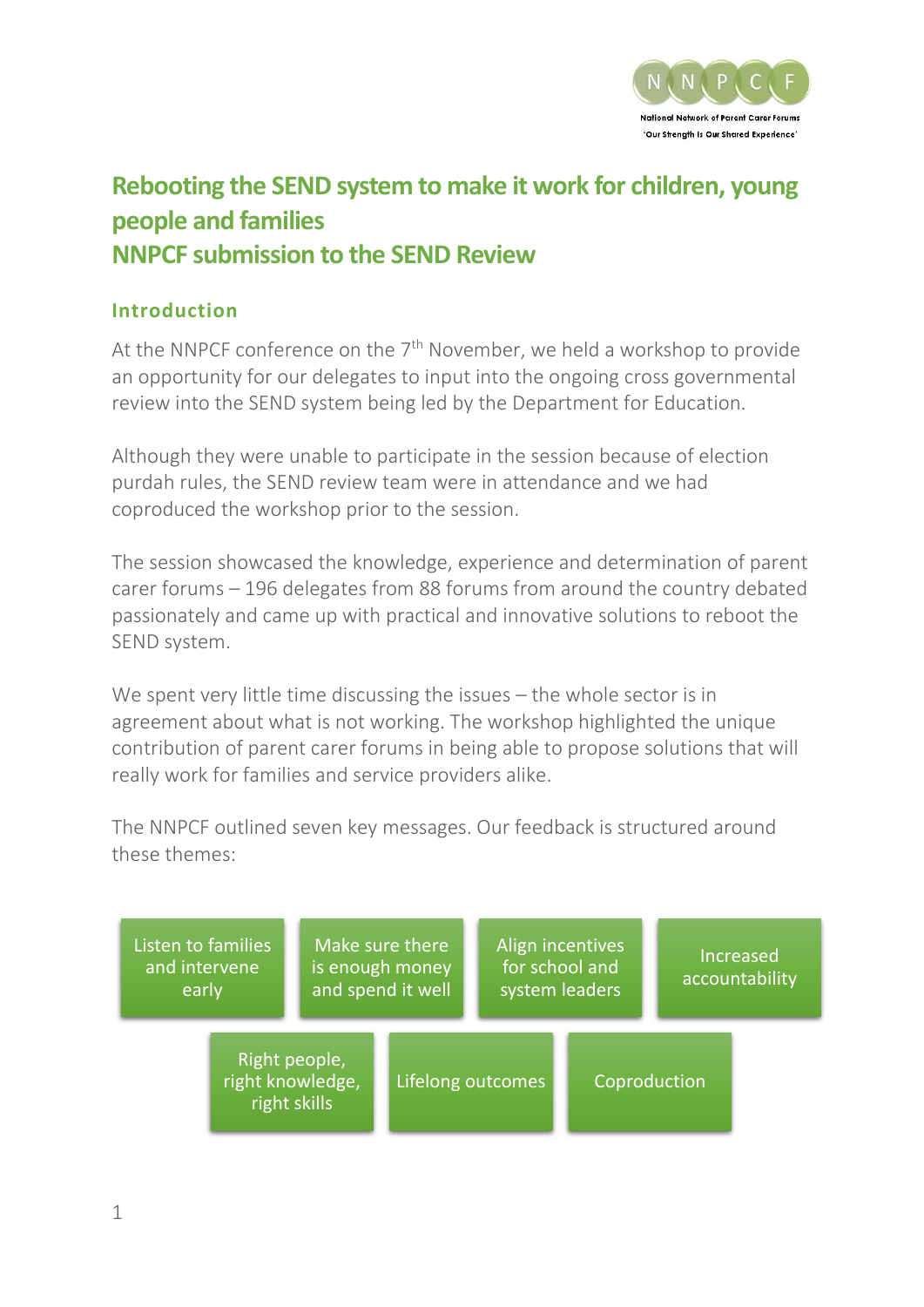# Rebooting the SEND system to make it work for children, young people and families
# NNPCF submission to the SEND Review

## Introduction

At the NNPCF conference on the 7th November, we held a workshop to provide an opportunity for our delegates to input into the ongoing cross governmental review into the SEND system being led by the Department for Education.

Although they were unable to participate in the session because of election purdah rules, the SEND review team were in attendance and we had coproduced the workshop prior to the session.

The session showcased the knowledge, experience and determination of parent carer forums – 196 delegates from 88 forums from around the country debated passionately and came up with practical and innovative solutions to reboot the SEND system.

We spent very little time discussing the issues – the whole sector is in agreement about what is not working. The workshop highlighted the unique contribution of parent carer forums in being able to propose solutions that will really work for families and service providers alike.

The NNPCF outlined seven key messages. Our feedback is structured around these themes:

- Listen to families and intervene early
- Make sure there is enough money and spend it well
- Align incentives for school and system leaders
- Increased accountability
- Right people, right knowledge, right skills
- Lifelong outcomes
- Coproduction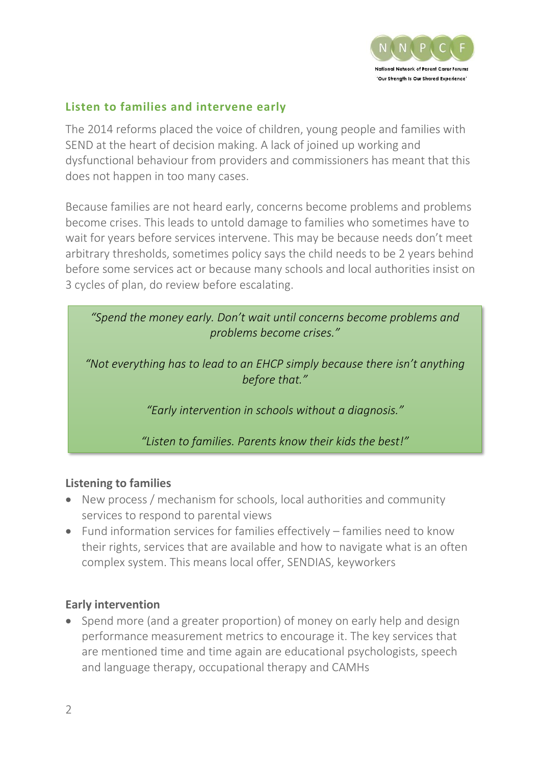## Listen to families and intervene early

The 2014 reforms placed the voice of children, young people and families with SEND at the heart of decision making. A lack of joined up working and dysfunctional behaviour from providers and commissioners has meant that this does not happen in too many cases.

Because families are not heard early, concerns become problems and problems become crises. This leads to untold damage to families who sometimes have to wait for years before services intervene. This may be because needs don't meet arbitrary thresholds, sometimes policy says the child needs to be 2 years behind before some services act or because many schools and local authorities insist on 3 cycles of plan, do review before escalating.

> *"Spend the money early. Don't wait until concerns become problems and problems become crises."*
>
> *"Not everything has to lead to an EHCP simply because there isn't anything before that."*
>
> *"Early intervention in schools without a diagnosis."*
>
> *"Listen to families. Parents know their kids the best!"*

**Listening to families**

- New process / mechanism for schools, local authorities and community services to respond to parental views
- Fund information services for families effectively – families need to know their rights, services that are available and how to navigate what is an often complex system. This means local offer, SENDIAS, keyworkers

**Early intervention**

- Spend more (and a greater proportion) of money on early help and design performance measurement metrics to encourage it. The key services that are mentioned time and time again are educational psychologists, speech and language therapy, occupational therapy and CAMHs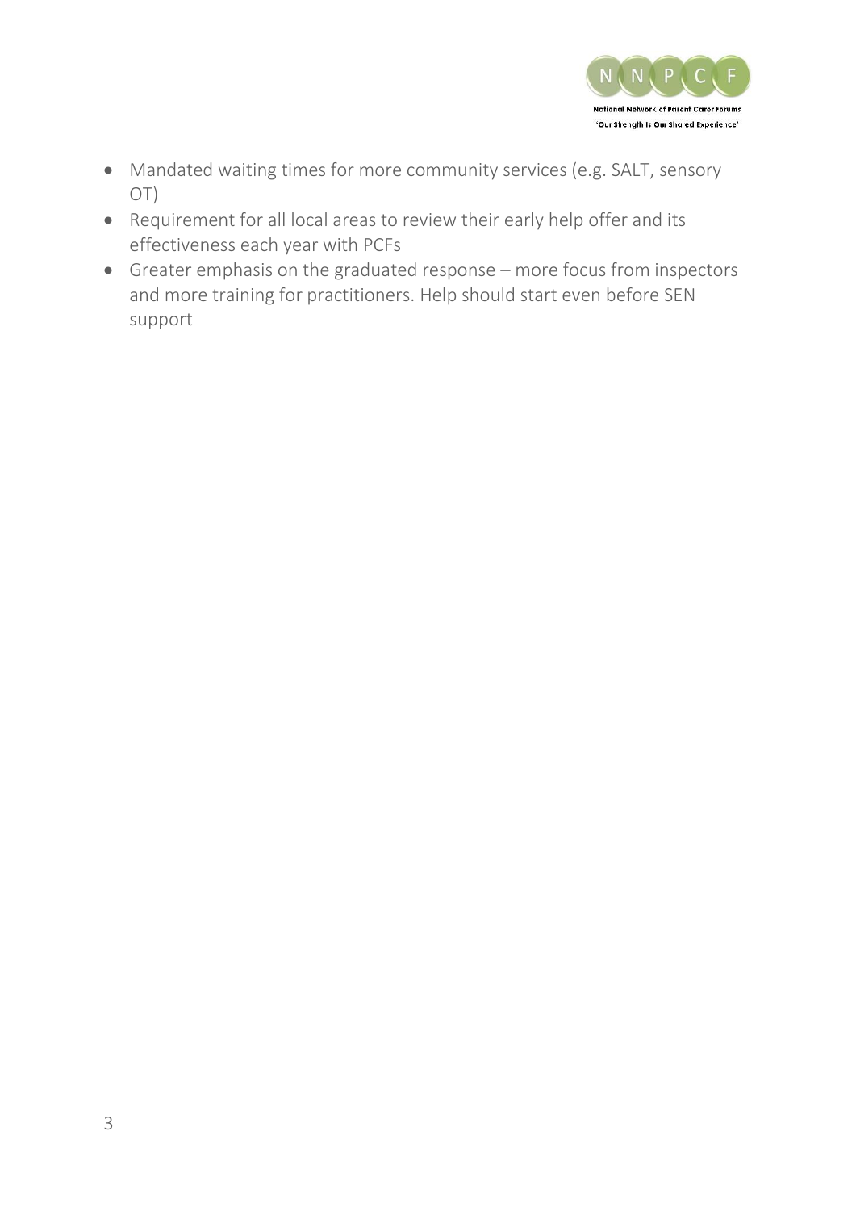- Mandated waiting times for more community services (e.g. SALT, sensory OT)
- Requirement for all local areas to review their early help offer and its effectiveness each year with PCFs
- Greater emphasis on the graduated response – more focus from inspectors and more training for practitioners. Help should start even before SEN support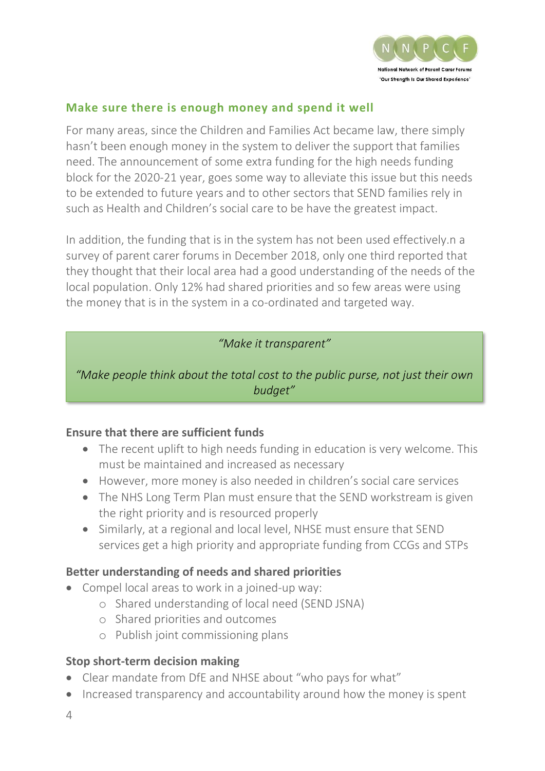## Make sure there is enough money and spend it well

For many areas, since the Children and Families Act became law, there simply hasn't been enough money in the system to deliver the support that families need. The announcement of some extra funding for the high needs funding block for the 2020-21 year, goes some way to alleviate this issue but this needs to be extended to future years and to other sectors that SEND families rely in such as Health and Children's social care to be have the greatest impact.

In addition, the funding that is in the system has not been used effectively.n a survey of parent carer forums in December 2018, only one third reported that they thought that their local area had a good understanding of the needs of the local population. Only 12% had shared priorities and so few areas were using the money that is in the system in a co-ordinated and targeted way.

> *"Make it transparent"*
>
> *"Make people think about the total cost to the public purse, not just their own budget"*

### Ensure that there are sufficient funds

- The recent uplift to high needs funding in education is very welcome. This must be maintained and increased as necessary
- However, more money is also needed in children's social care services
- The NHS Long Term Plan must ensure that the SEND workstream is given the right priority and is resourced properly
- Similarly, at a regional and local level, NHSE must ensure that SEND services get a high priority and appropriate funding from CCGs and STPs

### Better understanding of needs and shared priorities

- Compel local areas to work in a joined-up way:
  - Shared understanding of local need (SEND JSNA)
  - Shared priorities and outcomes
  - Publish joint commissioning plans

### Stop short-term decision making

- Clear mandate from DfE and NHSE about "who pays for what"
- Increased transparency and accountability around how the money is spent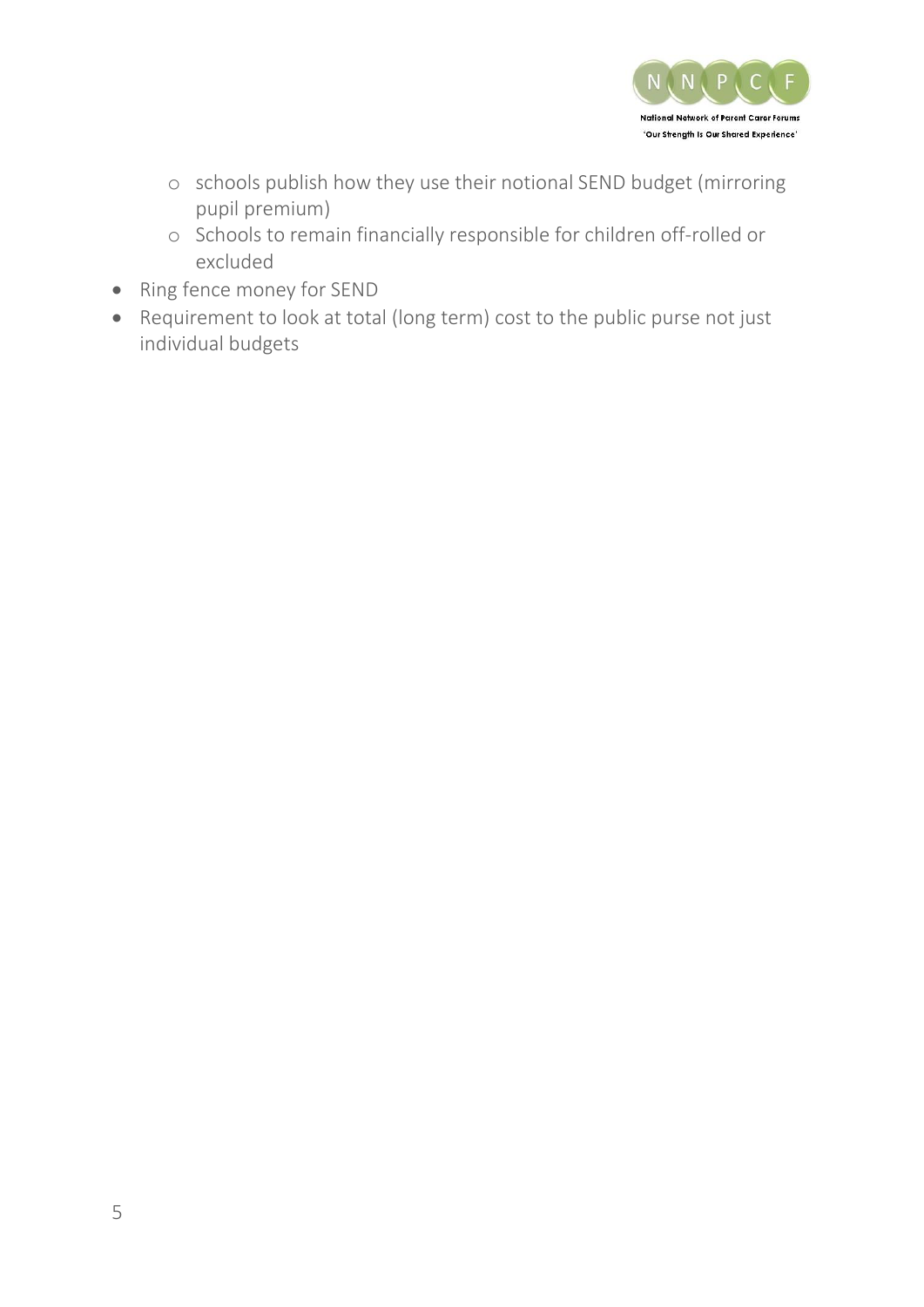- schools publish how they use their notional SEND budget (mirroring pupil premium)
  - Schools to remain financially responsible for children off-rolled or excluded
- Ring fence money for SEND
- Requirement to look at total (long term) cost to the public purse not just individual budgets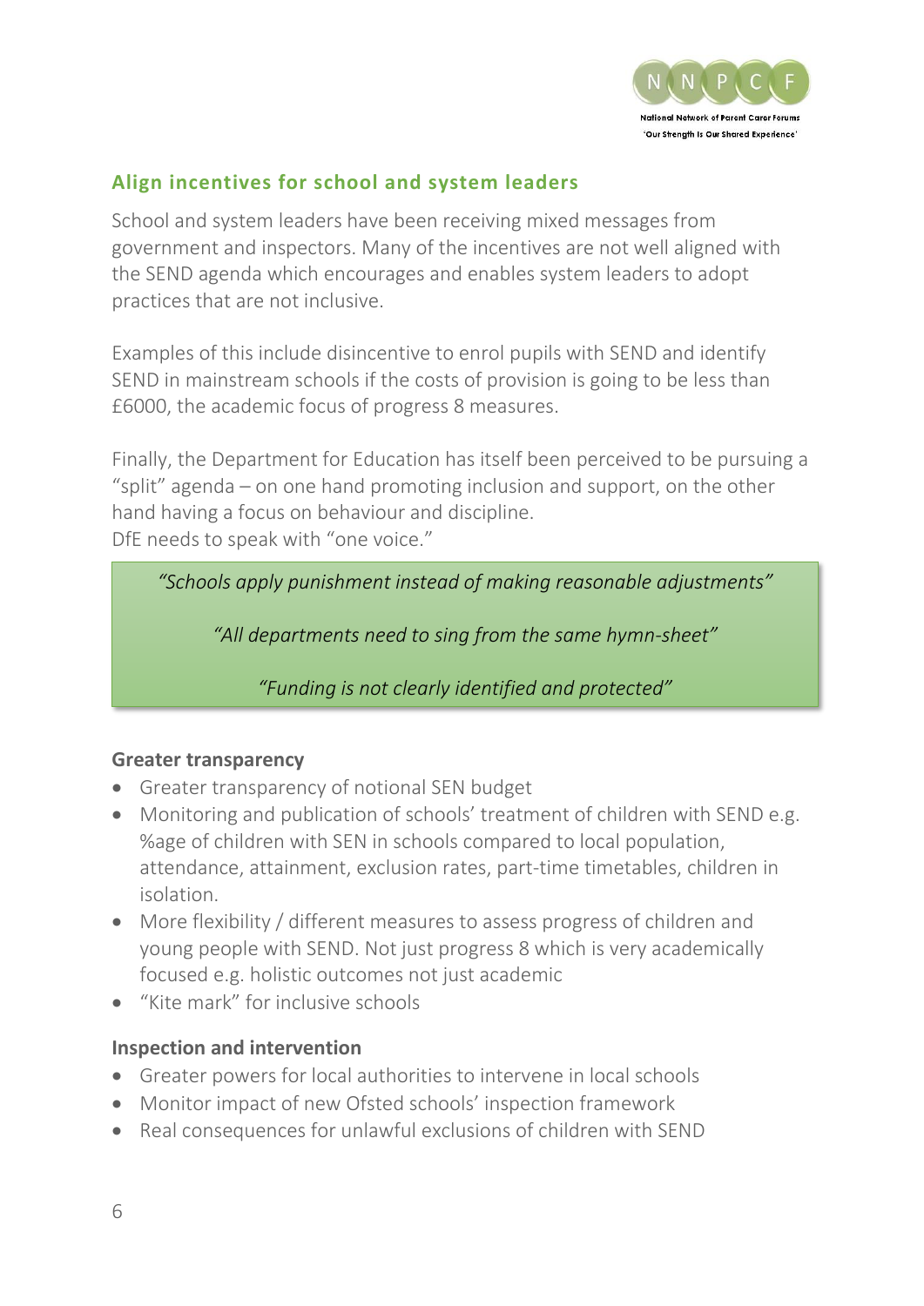## Align incentives for school and system leaders

School and system leaders have been receiving mixed messages from government and inspectors. Many of the incentives are not well aligned with the SEND agenda which encourages and enables system leaders to adopt practices that are not inclusive.

Examples of this include disincentive to enrol pupils with SEND and identify SEND in mainstream schools if the costs of provision is going to be less than £6000, the academic focus of progress 8 measures.

Finally, the Department for Education has itself been perceived to be pursuing a "split" agenda – on one hand promoting inclusion and support, on the other hand having a focus on behaviour and discipline.
DfE needs to speak with "one voice."

> *"Schools apply punishment instead of making reasonable adjustments"*
>
> *"All departments need to sing from the same hymn-sheet"*
>
> *"Funding is not clearly identified and protected"*

**Greater transparency**

- Greater transparency of notional SEN budget
- Monitoring and publication of schools' treatment of children with SEND e.g. %age of children with SEN in schools compared to local population, attendance, attainment, exclusion rates, part-time timetables, children in isolation.
- More flexibility / different measures to assess progress of children and young people with SEND. Not just progress 8 which is very academically focused e.g. holistic outcomes not just academic
- "Kite mark" for inclusive schools

**Inspection and intervention**

- Greater powers for local authorities to intervene in local schools
- Monitor impact of new Ofsted schools' inspection framework
- Real consequences for unlawful exclusions of children with SEND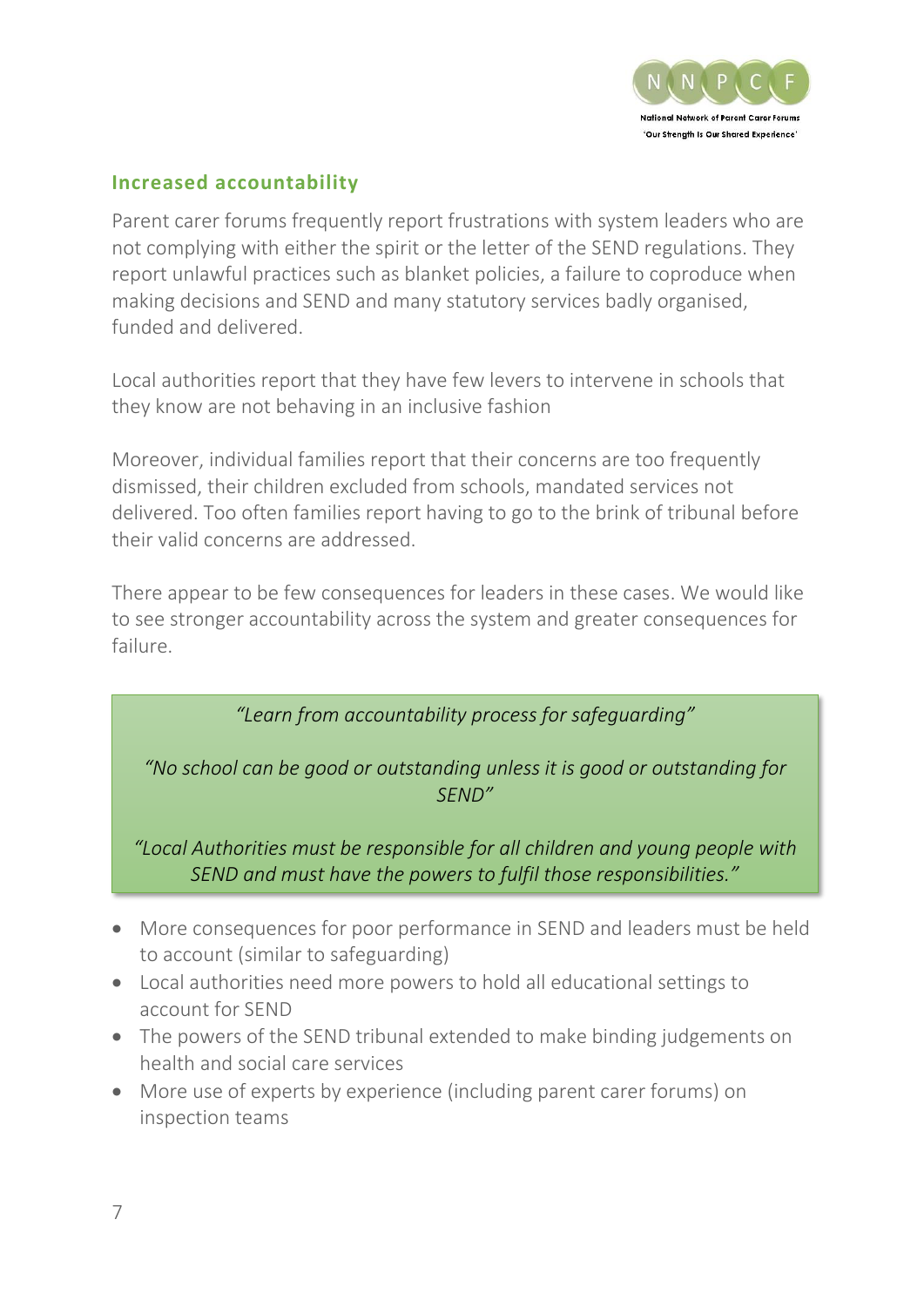## Increased accountability

Parent carer forums frequently report frustrations with system leaders who are not complying with either the spirit or the letter of the SEND regulations. They report unlawful practices such as blanket policies, a failure to coproduce when making decisions and SEND and many statutory services badly organised, funded and delivered.

Local authorities report that they have few levers to intervene in schools that they know are not behaving in an inclusive fashion

Moreover, individual families report that their concerns are too frequently dismissed, their children excluded from schools, mandated services not delivered. Too often families report having to go to the brink of tribunal before their valid concerns are addressed.

There appear to be few consequences for leaders in these cases. We would like to see stronger accountability across the system and greater consequences for failure.

> *"Learn from accountability process for safeguarding"*
>
> *"No school can be good or outstanding unless it is good or outstanding for SEND"*
>
> *"Local Authorities must be responsible for all children and young people with SEND and must have the powers to fulfil those responsibilities."*

- More consequences for poor performance in SEND and leaders must be held to account (similar to safeguarding)
- Local authorities need more powers to hold all educational settings to account for SEND
- The powers of the SEND tribunal extended to make binding judgements on health and social care services
- More use of experts by experience (including parent carer forums) on inspection teams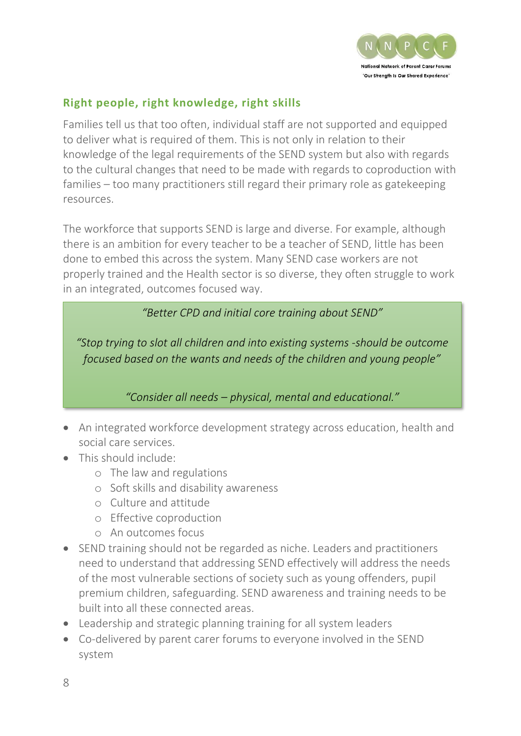## Right people, right knowledge, right skills

Families tell us that too often, individual staff are not supported and equipped to deliver what is required of them. This is not only in relation to their knowledge of the legal requirements of the SEND system but also with regards to the cultural changes that need to be made with regards to coproduction with families – too many practitioners still regard their primary role as gatekeeping resources.

The workforce that supports SEND is large and diverse. For example, although there is an ambition for every teacher to be a teacher of SEND, little has been done to embed this across the system. Many SEND case workers are not properly trained and the Health sector is so diverse, they often struggle to work in an integrated, outcomes focused way.

> *"Better CPD and initial core training about SEND"*
>
> *"Stop trying to slot all children and into existing systems -should be outcome focused based on the wants and needs of the children and young people"*
>
> *"Consider all needs – physical, mental and educational."*

- An integrated workforce development strategy across education, health and social care services.
- This should include:
  - The law and regulations
  - Soft skills and disability awareness
  - Culture and attitude
  - Effective coproduction
  - An outcomes focus
- SEND training should not be regarded as niche. Leaders and practitioners need to understand that addressing SEND effectively will address the needs of the most vulnerable sections of society such as young offenders, pupil premium children, safeguarding. SEND awareness and training needs to be built into all these connected areas.
- Leadership and strategic planning training for all system leaders
- Co-delivered by parent carer forums to everyone involved in the SEND system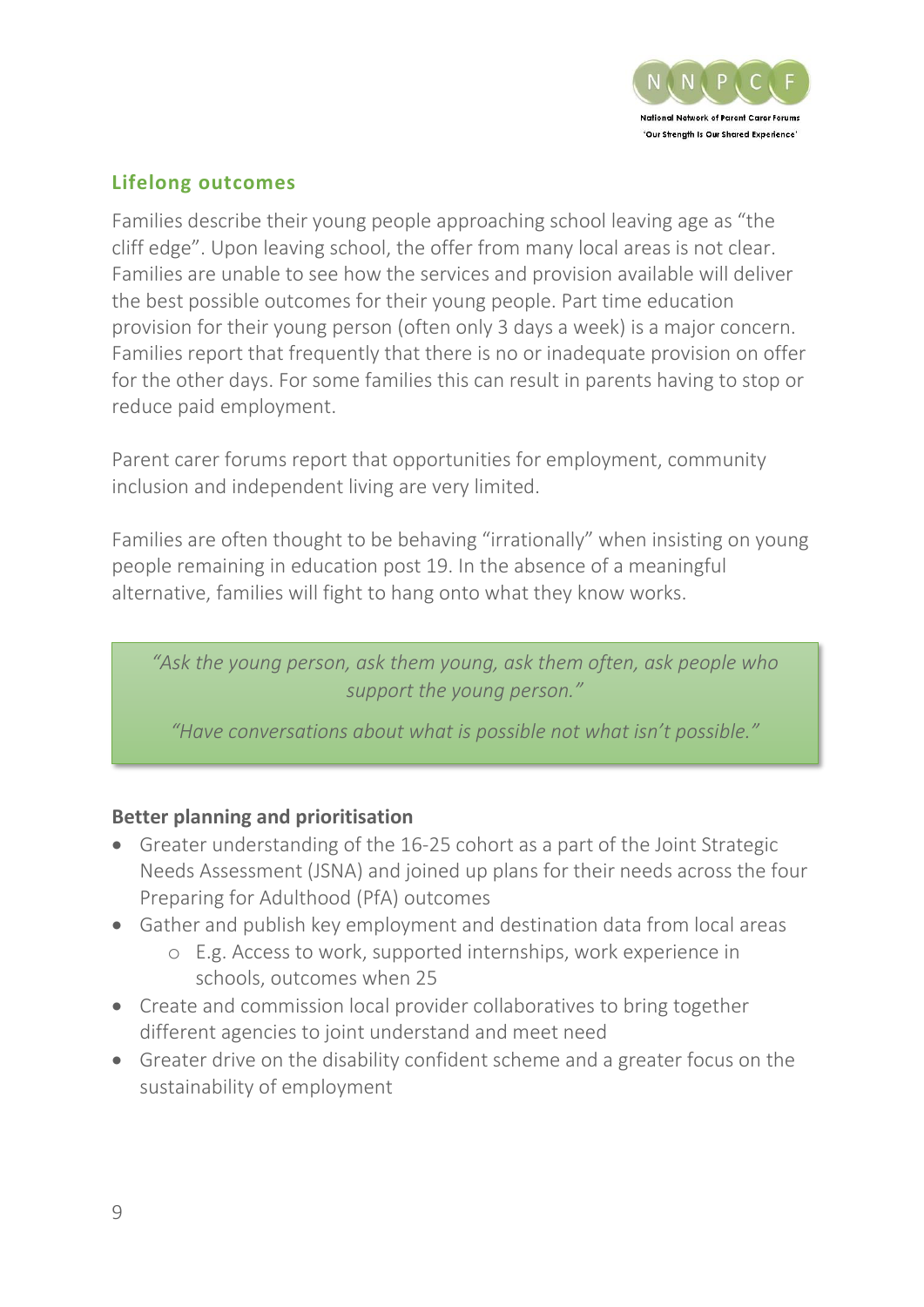## Lifelong outcomes

Families describe their young people approaching school leaving age as "the cliff edge". Upon leaving school, the offer from many local areas is not clear. Families are unable to see how the services and provision available will deliver the best possible outcomes for their young people. Part time education provision for their young person (often only 3 days a week) is a major concern. Families report that frequently that there is no or inadequate provision on offer for the other days. For some families this can result in parents having to stop or reduce paid employment.

Parent carer forums report that opportunities for employment, community inclusion and independent living are very limited.

Families are often thought to be behaving "irrationally" when insisting on young people remaining in education post 19. In the absence of a meaningful alternative, families will fight to hang onto what they know works.

> *"Ask the young person, ask them young, ask them often, ask people who support the young person."*
>
> *"Have conversations about what is possible not what isn't possible."*

**Better planning and prioritisation**

- Greater understanding of the 16-25 cohort as a part of the Joint Strategic Needs Assessment (JSNA) and joined up plans for their needs across the four Preparing for Adulthood (PfA) outcomes
- Gather and publish key employment and destination data from local areas
  - E.g. Access to work, supported internships, work experience in schools, outcomes when 25
- Create and commission local provider collaboratives to bring together different agencies to joint understand and meet need
- Greater drive on the disability confident scheme and a greater focus on the sustainability of employment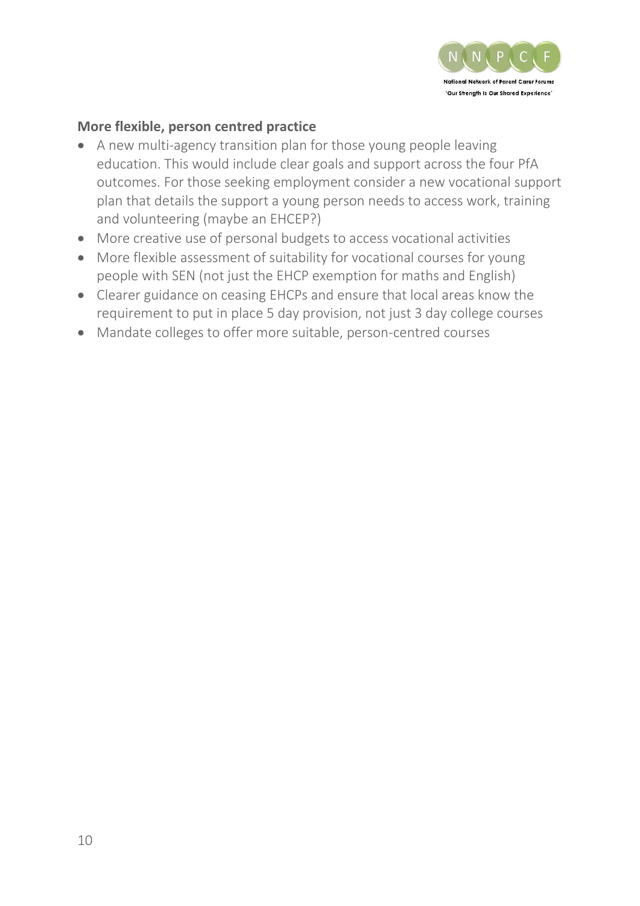**More flexible, person centred practice**

- A new multi-agency transition plan for those young people leaving education. This would include clear goals and support across the four PfA outcomes. For those seeking employment consider a new vocational support plan that details the support a young person needs to access work, training and volunteering (maybe an EHCEP?)
- More creative use of personal budgets to access vocational activities
- More flexible assessment of suitability for vocational courses for young people with SEN (not just the EHCP exemption for maths and English)
- Clearer guidance on ceasing EHCPs and ensure that local areas know the requirement to put in place 5 day provision, not just 3 day college courses
- Mandate colleges to offer more suitable, person-centred courses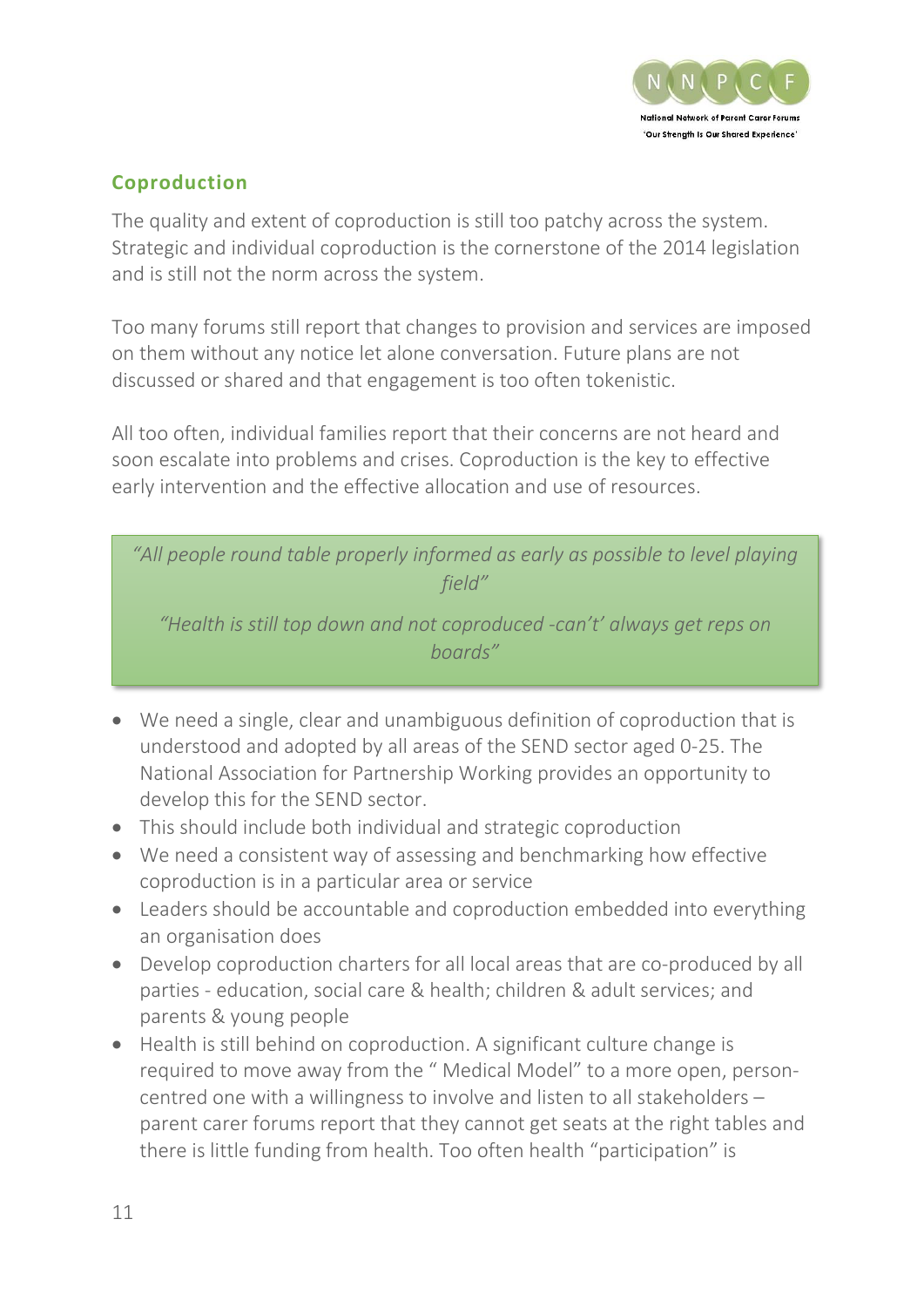## Coproduction

The quality and extent of coproduction is still too patchy across the system. Strategic and individual coproduction is the cornerstone of the 2014 legislation and is still not the norm across the system.

Too many forums still report that changes to provision and services are imposed on them without any notice let alone conversation. Future plans are not discussed or shared and that engagement is too often tokenistic.

All too often, individual families report that their concerns are not heard and soon escalate into problems and crises. Coproduction is the key to effective early intervention and the effective allocation and use of resources.

> *"All people round table properly informed as early as possible to level playing field"*
>
> *"Health is still top down and not coproduced -can't' always get reps on boards"*

- We need a single, clear and unambiguous definition of coproduction that is understood and adopted by all areas of the SEND sector aged 0-25. The National Association for Partnership Working provides an opportunity to develop this for the SEND sector.
- This should include both individual and strategic coproduction
- We need a consistent way of assessing and benchmarking how effective coproduction is in a particular area or service
- Leaders should be accountable and coproduction embedded into everything an organisation does
- Develop coproduction charters for all local areas that are co-produced by all parties - education, social care & health; children & adult services; and parents & young people
- Health is still behind on coproduction. A significant culture change is required to move away from the " Medical Model" to a more open, person-centred one with a willingness to involve and listen to all stakeholders – parent carer forums report that they cannot get seats at the right tables and there is little funding from health. Too often health "participation" is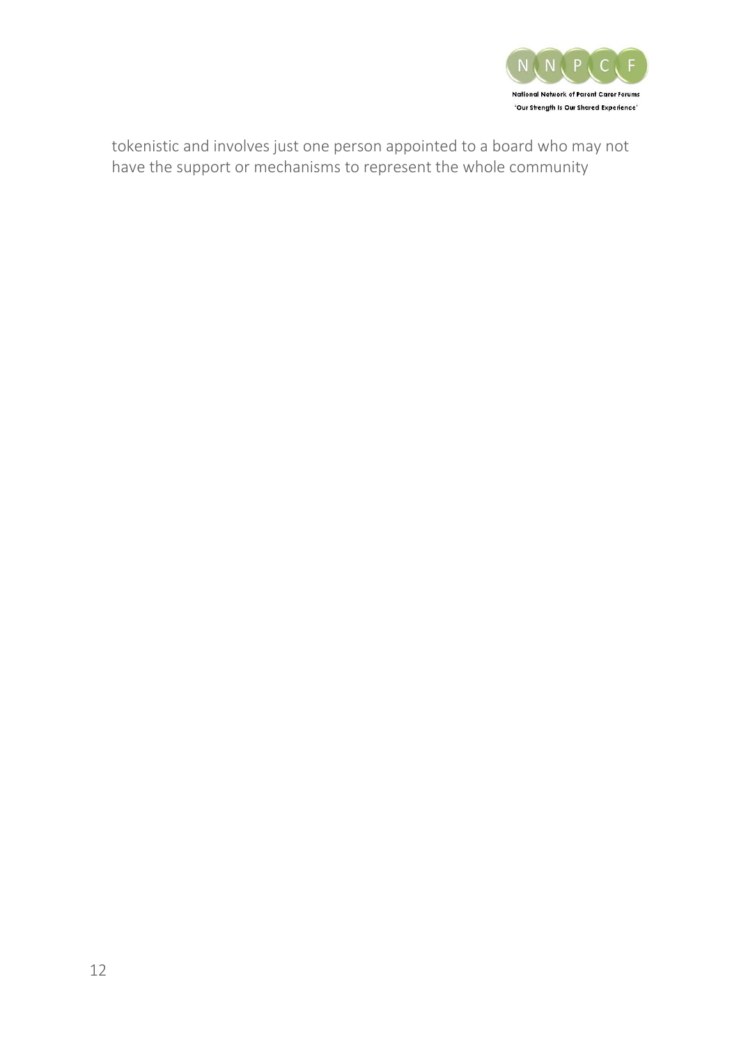tokenistic and involves just one person appointed to a board who may not have the support or mechanisms to represent the whole community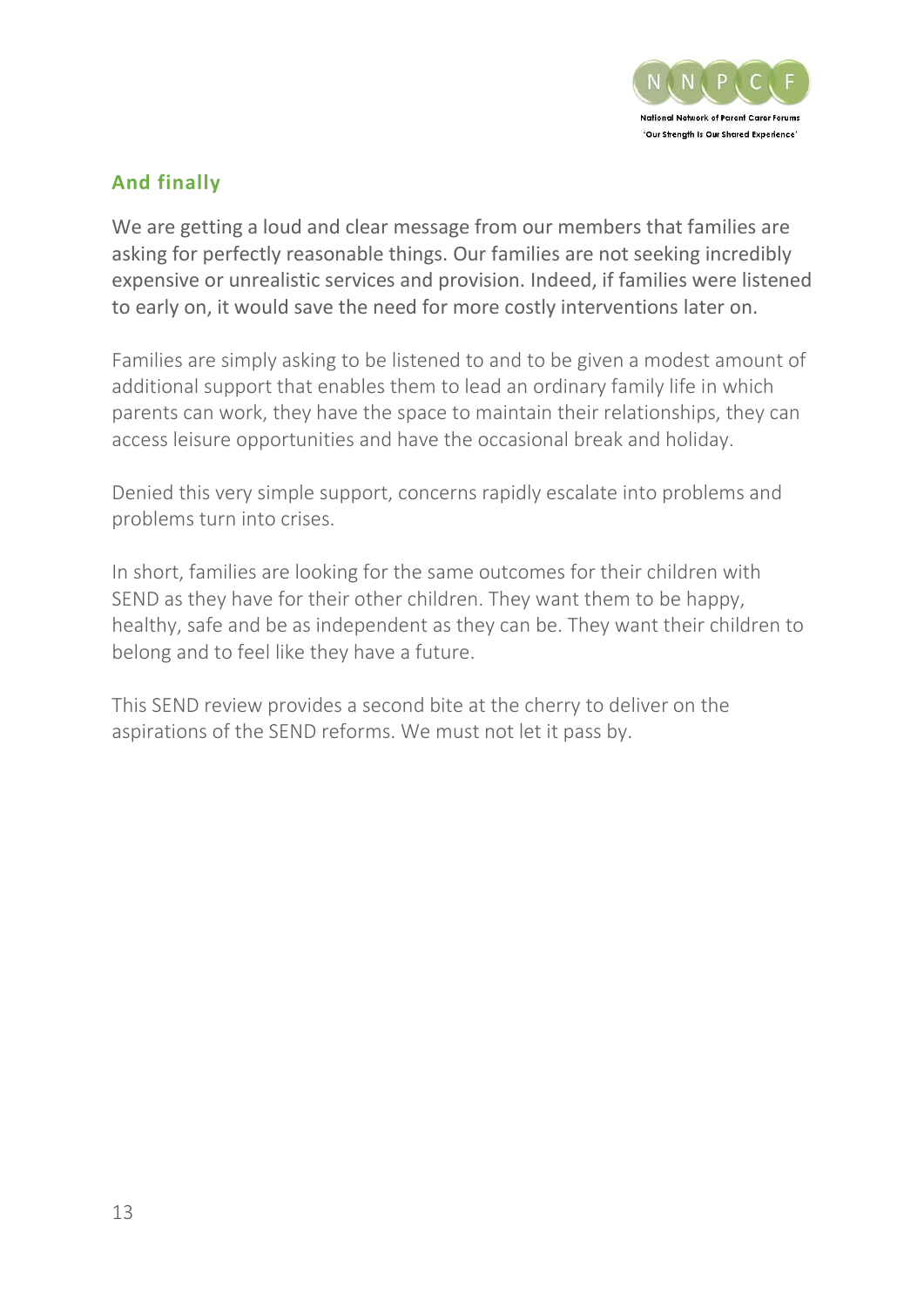## And finally

We are getting a loud and clear message from our members that families are asking for perfectly reasonable things. Our families are not seeking incredibly expensive or unrealistic services and provision. Indeed, if families were listened to early on, it would save the need for more costly interventions later on.

Families are simply asking to be listened to and to be given a modest amount of additional support that enables them to lead an ordinary family life in which parents can work, they have the space to maintain their relationships, they can access leisure opportunities and have the occasional break and holiday.

Denied this very simple support, concerns rapidly escalate into problems and problems turn into crises.

In short, families are looking for the same outcomes for their children with SEND as they have for their other children. They want them to be happy, healthy, safe and be as independent as they can be. They want their children to belong and to feel like they have a future.

This SEND review provides a second bite at the cherry to deliver on the aspirations of the SEND reforms. We must not let it pass by.